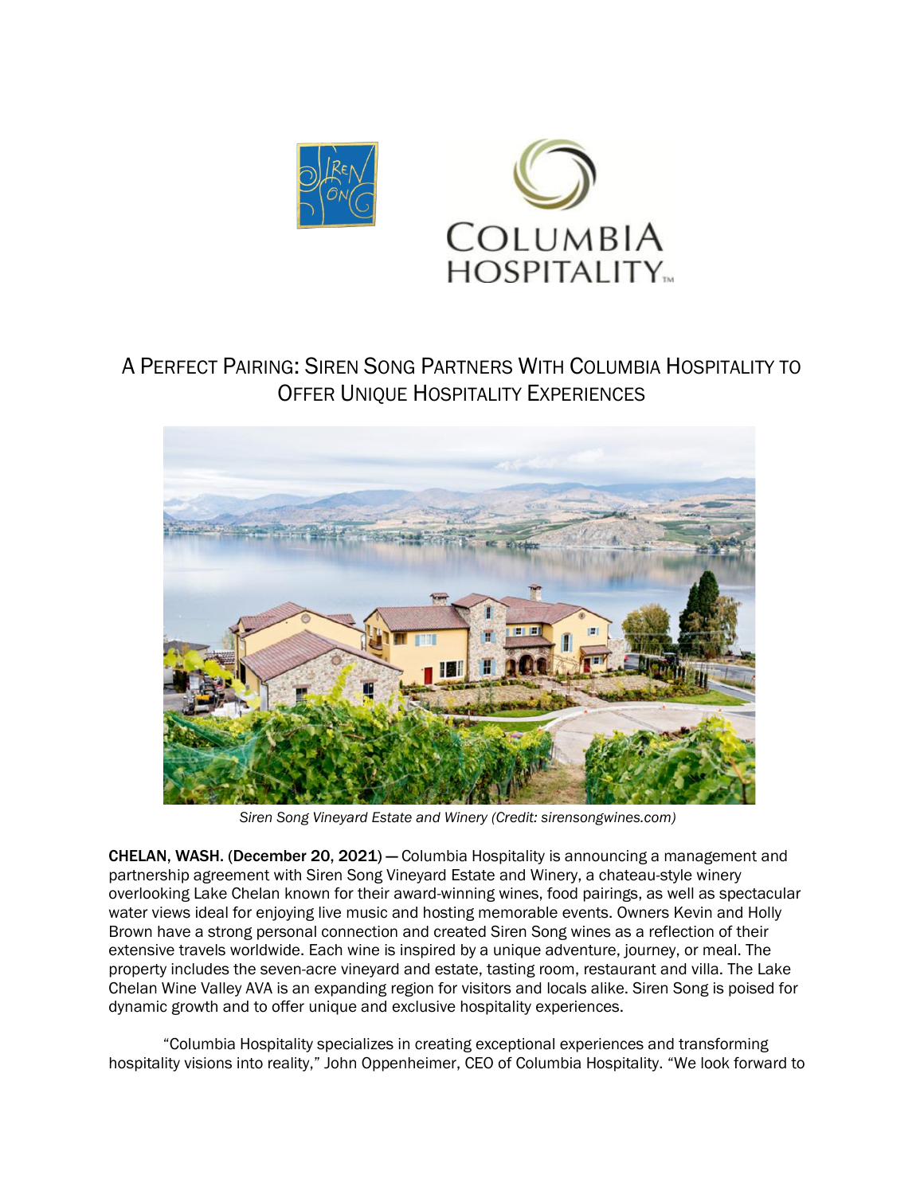# A Perfect Pairing: Siren Song Partners With Columbia Hospitality to Offer Unique Hospitality Experiences

*Siren Song Vineyard Estate and Winery (Credit: sirensongwines.com)*

**CHELAN, WASH.** (**December 20, 2021**) — Columbia Hospitality is announcing a management and partnership agreement with Siren Song Vineyard Estate and Winery, a chateau-style winery overlooking Lake Chelan known for their award-winning wines, food pairings, as well as spectacular water views ideal for enjoying live music and hosting memorable events. Owners Kevin and Holly Brown have a strong personal connection and created Siren Song wines as a reflection of their extensive travels worldwide. Each wine is inspired by a unique adventure, journey, or meal. The property includes the seven-acre vineyard and estate, tasting room, restaurant and villa. The Lake Chelan Wine Valley AVA is an expanding region for visitors and locals alike. Siren Song is poised for dynamic growth and to offer unique and exclusive hospitality experiences.

"Columbia Hospitality specializes in creating exceptional experiences and transforming hospitality visions into reality," John Oppenheimer, CEO of Columbia Hospitality. "We look forward to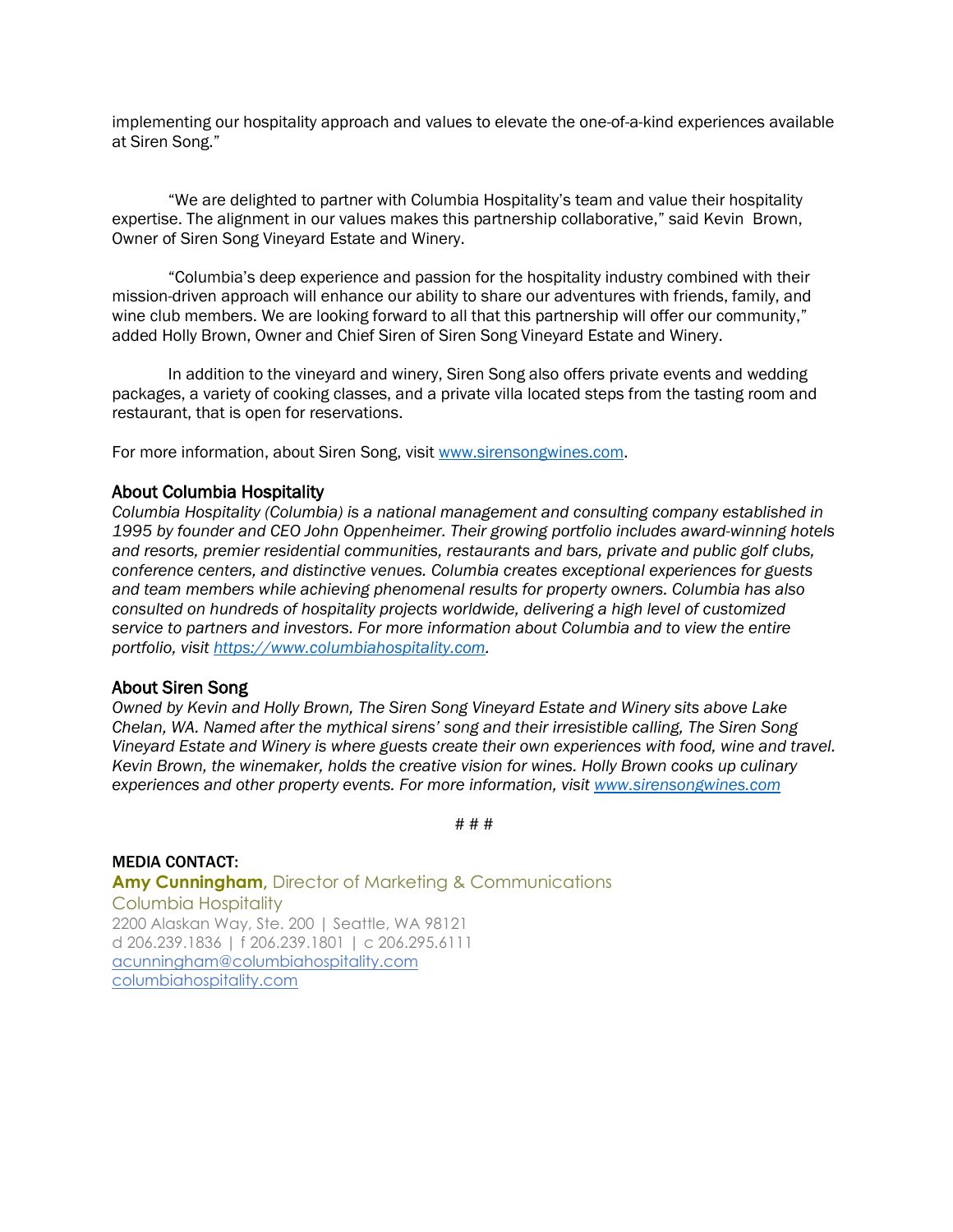implementing our hospitality approach and values to elevate the one-of-a-kind experiences available at Siren Song."

"We are delighted to partner with Columbia Hospitality's team and value their hospitality expertise. The alignment in our values makes this partnership collaborative," said Kevin Brown, Owner of Siren Song Vineyard Estate and Winery.

"Columbia's deep experience and passion for the hospitality industry combined with their mission-driven approach will enhance our ability to share our adventures with friends, family, and wine club members. We are looking forward to all that this partnership will offer our community," added Holly Brown, Owner and Chief Siren of Siren Song Vineyard Estate and Winery.

In addition to the vineyard and winery, Siren Song also offers private events and wedding packages, a variety of cooking classes, and a private villa located steps from the tasting room and restaurant, that is open for reservations.

For more information, about Siren Song, visit www.sirensongwines.com.

### About Columbia Hospitality

*Columbia Hospitality (Columbia) is a national management and consulting company established in 1995 by founder and CEO John Oppenheimer. Their growing portfolio includes award-winning hotels and resorts, premier residential communities, restaurants and bars, private and public golf clubs, conference centers, and distinctive venues. Columbia creates exceptional experiences for guests and team members while achieving phenomenal results for property owners. Columbia has also consulted on hundreds of hospitality projects worldwide, delivering a high level of customized service to partners and investors. For more information about Columbia and to view the entire portfolio, visit https://www.columbiahospitality.com.*

### About Siren Song

*Owned by Kevin and Holly Brown, The Siren Song Vineyard Estate and Winery sits above Lake Chelan, WA. Named after the mythical sirens' song and their irresistible calling, The Siren Song Vineyard Estate and Winery is where guests create their own experiences with food, wine and travel. Kevin Brown, the winemaker, holds the creative vision for wines. Holly Brown cooks up culinary experiences and other property events. For more information, visit www.sirensongwines.com*

# # #

**MEDIA CONTACT:**
**Amy Cunningham,** Director of Marketing & Communications
Columbia Hospitality
2200 Alaskan Way, Ste. 200 | Seattle, WA 98121
d 206.239.1836 | f 206.239.1801 | c 206.295.6111
acunningham@columbiahospitality.com
columbiahospitality.com